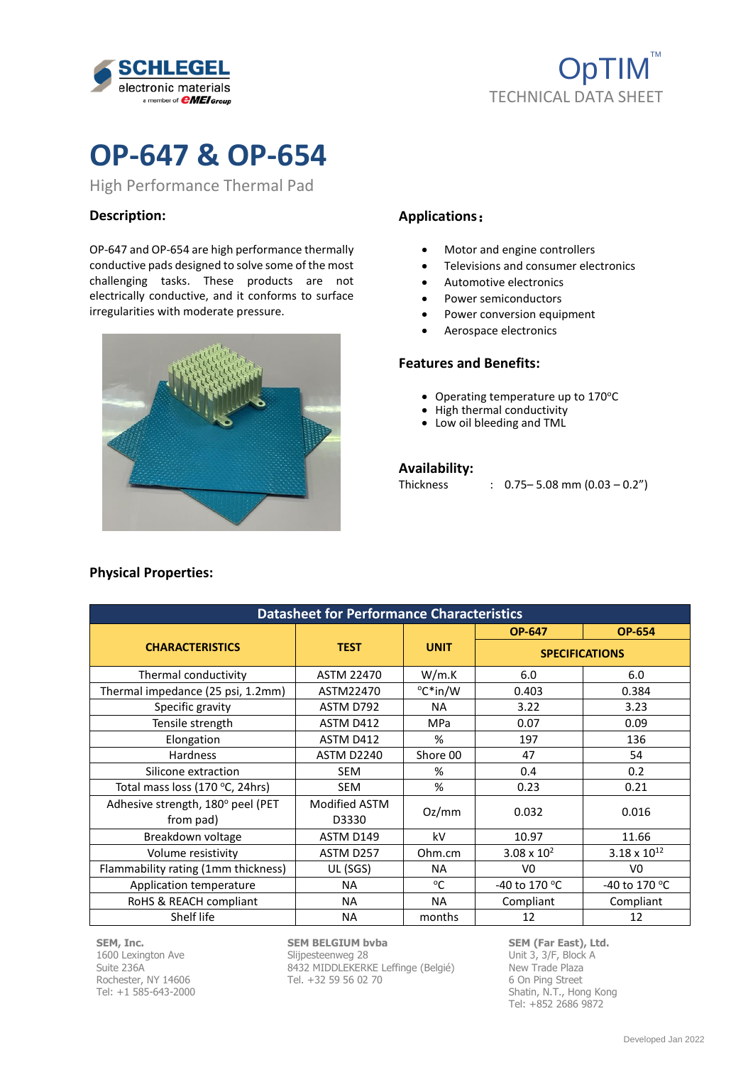SCHLEGEL electronic materials
a member of eMEI Group

OpTIM™
TECHNICAL DATA SHEET

# OP-647 & OP-654

High Performance Thermal Pad

## Description:

OP-647 and OP-654 are high performance thermally conductive pads designed to solve some of the most challenging tasks. These products are not electrically conductive, and it conforms to surface irregularities with moderate pressure.

## Applications:

- Motor and engine controllers
- Televisions and consumer electronics
- Automotive electronics
- Power semiconductors
- Power conversion equipment
- Aerospace electronics

## Features and Benefits:

- Operating temperature up to 170°C
- High thermal conductivity
- Low oil bleeding and TML

## Availability:

Thickness : 0.75– 5.08 mm (0.03 – 0.2”)

## Physical Properties:

| Datasheet for Performance Characteristics | | | | |
|---|---|---|---|---|
| CHARACTERISTICS | TEST | UNIT | OP-647 | OP-654 |
| | | | SPECIFICATIONS | |
| Thermal conductivity | ASTM 22470 | W/m.K | 6.0 | 6.0 |
| Thermal impedance (25 psi, 1.2mm) | ASTM22470 | °C*in/W | 0.403 | 0.384 |
| Specific gravity | ASTM D792 | NA | 3.22 | 3.23 |
| Tensile strength | ASTM D412 | MPa | 0.07 | 0.09 |
| Elongation | ASTM D412 | % | 197 | 136 |
| Hardness | ASTM D2240 | Shore 00 | 47 | 54 |
| Silicone extraction | SEM | % | 0.4 | 0.2 |
| Total mass loss (170 °C, 24hrs) | SEM | % | 0.23 | 0.21 |
| Adhesive strength, 180° peel (PET from pad) | Modified ASTM D3330 | Oz/mm | 0.032 | 0.016 |
| Breakdown voltage | ASTM D149 | kV | 10.97 | 11.66 |
| Volume resistivity | ASTM D257 | Ohm.cm | $3.08 \times 10^{2}$ | $3.18 \times 10^{12}$ |
| Flammability rating (1mm thickness) | UL (SGS) | NA | V0 | V0 |
| Application temperature | NA | °C | -40 to 170 °C | -40 to 170 °C |
| RoHS & REACH compliant | NA | NA | Compliant | Compliant |
| Shelf life | NA | months | 12 | 12 |

**SEM, Inc.**
1600 Lexington Ave
Suite 236A
Rochester, NY 14606
Tel: +1 585-643-2000

**SEM BELGIUM bvba**
Slijpesteenweg 28
8432 MIDDLEKERKE Leffinge (België)
Tel. +32 59 56 02 70

**SEM (Far East), Ltd.**
Unit 3, 3/F, Block A
New Trade Plaza
6 On Ping Street
Shatin, N.T., Hong Kong
Tel: +852 2686 9872

Developed Jan 2022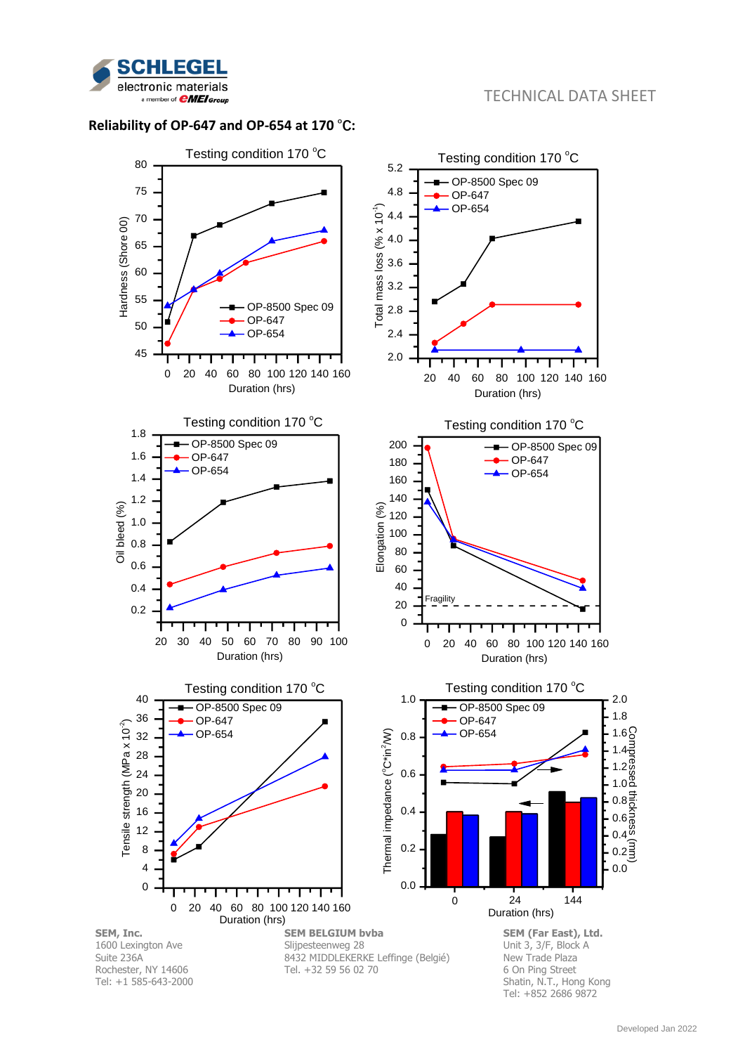# Reliability of OP-647 and OP-654 at 170 °C:

Testing condition 170 °C
Hardness (Shore 00)
80
75
70
65
60
55
50
45
0 20 40 60 80 100 120 140 160
Duration (hrs)
OP-8500 Spec 09
OP-647
OP-654

Testing condition 170 °C
Total mass loss (% x $10^{-1}$)
5.2
4.8
4.4
4.0
3.6
3.2
2.8
2.4
2.0
20 40 60 80 100 120 140 160
Duration (hrs)
OP-8500 Spec 09
OP-647
OP-654

Testing condition 170 °C
Oil bleed (%)
1.8
1.6
1.4
1.2
1.0
0.8
0.6
0.4
0.2
20 30 40 50 60 70 80 90 100
Duration (hrs)
OP-8500 Spec 09
OP-647
OP-654

Testing condition 170 °C
Elongation (%)
200
180
160
140
120
100
80
60
40
20
0
0 20 40 60 80 100 120 140 160
Duration (hrs)
OP-8500 Spec 09
OP-647
OP-654
Fragility

Testing condition 170 °C
Tensile strength (MPa x $10^{-2}$)
40
36
32
28
24
20
16
12
8
4
0
0 20 40 60 80 100 120 140 160
Duration (hrs)
OP-8500 Spec 09
OP-647
OP-654

Testing condition 170 °C
Thermal impedance (°C*in²/W)
1.0
0.8
0.6
0.4
0.2
0.0
Compressed thickness (mm)
2.0
1.8
1.6
1.4
1.2
1.0
0.8
0.6
0.4
0.2
0.0
0 24 144
Duration (hrs)
OP-8500 Spec 09
OP-647
OP-654

**SEM, Inc.**
1600 Lexington Ave
Suite 236A
Rochester, NY 14606
Tel: +1 585-643-2000

**SEM BELGIUM bvba**
Slijpesteenweg 28
8432 MIDDLEKERKE Leffinge (België)
Tel. +32 59 56 02 70

**SEM (Far East), Ltd.**
Unit 3, 3/F, Block A
New Trade Plaza
6 On Ping Street
Shatin, N.T., Hong Kong
Tel: +852 2686 9872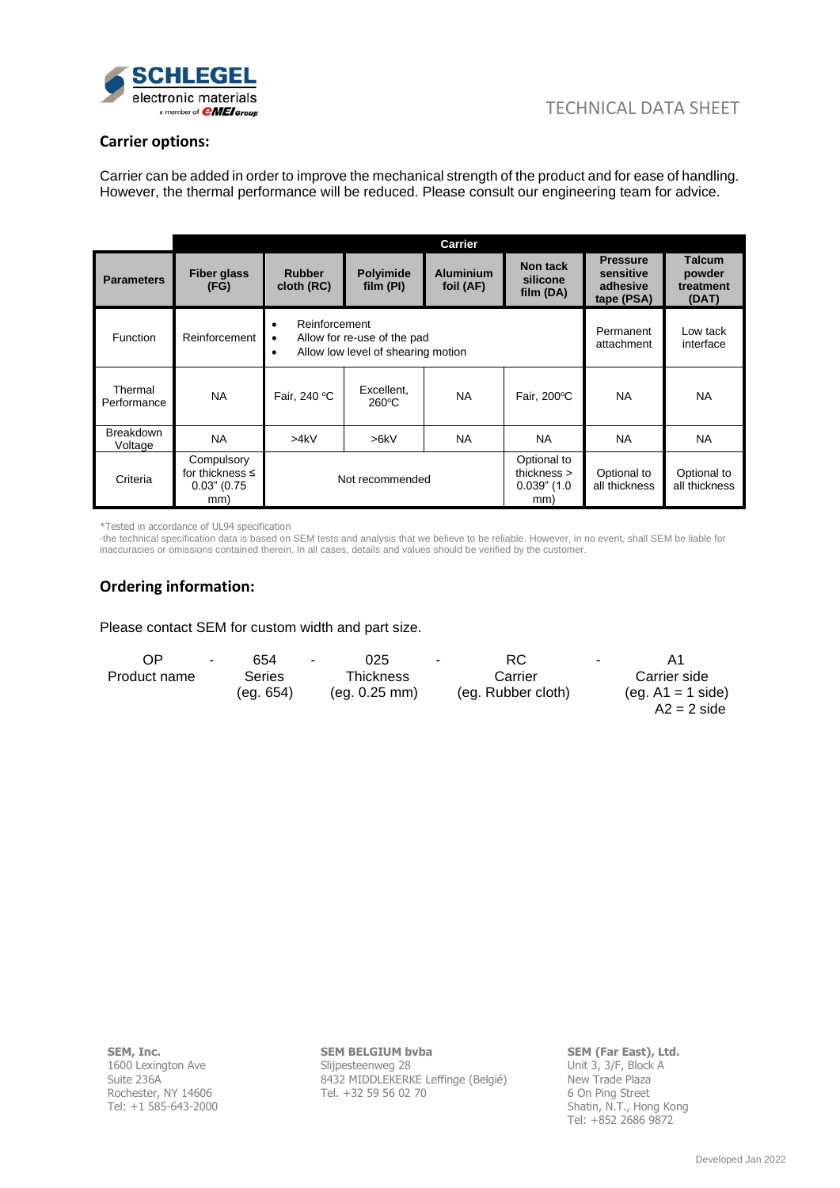## Carrier options:

Carrier can be added in order to improve the mechanical strength of the product and for ease of handling. However, the thermal performance will be reduced. Please consult our engineering team for advice.

| | Carrier | | | | | | |
|---|---|---|---|---|---|---|---|
| **Parameters** | **Fiber glass (FG)** | **Rubber cloth (RC)** | **Polyimide film (PI)** | **Aluminium foil (AF)** | **Non tack silicone film (DA)** | **Pressure sensitive adhesive tape (PSA)** | **Talcum powder treatment (DAT)** |
| Function | Reinforcement | • Reinforcement<br>• Allow for re-use of the pad<br>• Allow low level of shearing motion | | | | Permanent attachment | Low tack interface |
| Thermal Performance | NA | Fair, 240 °C | Excellent, 260°C | NA | Fair, 200°C | NA | NA |
| Breakdown Voltage | NA | >4kV | >6kV | NA | NA | NA | NA |
| Criteria | Compulsory for thickness ≤ 0.03" (0.75 mm) | Not recommended | | | Optional to thickness > 0.039" (1.0 mm) | Optional to all thickness | Optional to all thickness |

*Tested in accordance of UL94 specification

-the technical specification data is based on SEM tests and analysis that we believe to be reliable. However, in no event, shall SEM be liable for inaccuracies or omissions contained therein. In all cases, details and values should be verified by the customer.

## Ordering information:

Please contact SEM for custom width and part size.

| OP | - | 654 | - | 025 | - | RC | - | A1 |
|---|---|---|---|---|---|---|---|---|
| Product name | | Series (eg. 654) | | Thickness (eg. 0.25 mm) | | Carrier (eg. Rubber cloth) | | Carrier side (eg. A1 = 1 side) A2 = 2 side |

**SEM, Inc.**
1600 Lexington Ave
Suite 236A
Rochester, NY 14606
Tel: +1 585-643-2000

**SEM BELGIUM bvba**
Slijpesteenweg 28
8432 MIDDLEKERKE Leffinge (Belgié)
Tel. +32 59 56 02 70

**SEM (Far East), Ltd.**
Unit 3, 3/F, Block A
New Trade Plaza
6 On Ping Street
Shatin, N.T., Hong Kong
Tel: +852 2686 9872

Developed Jan 2022